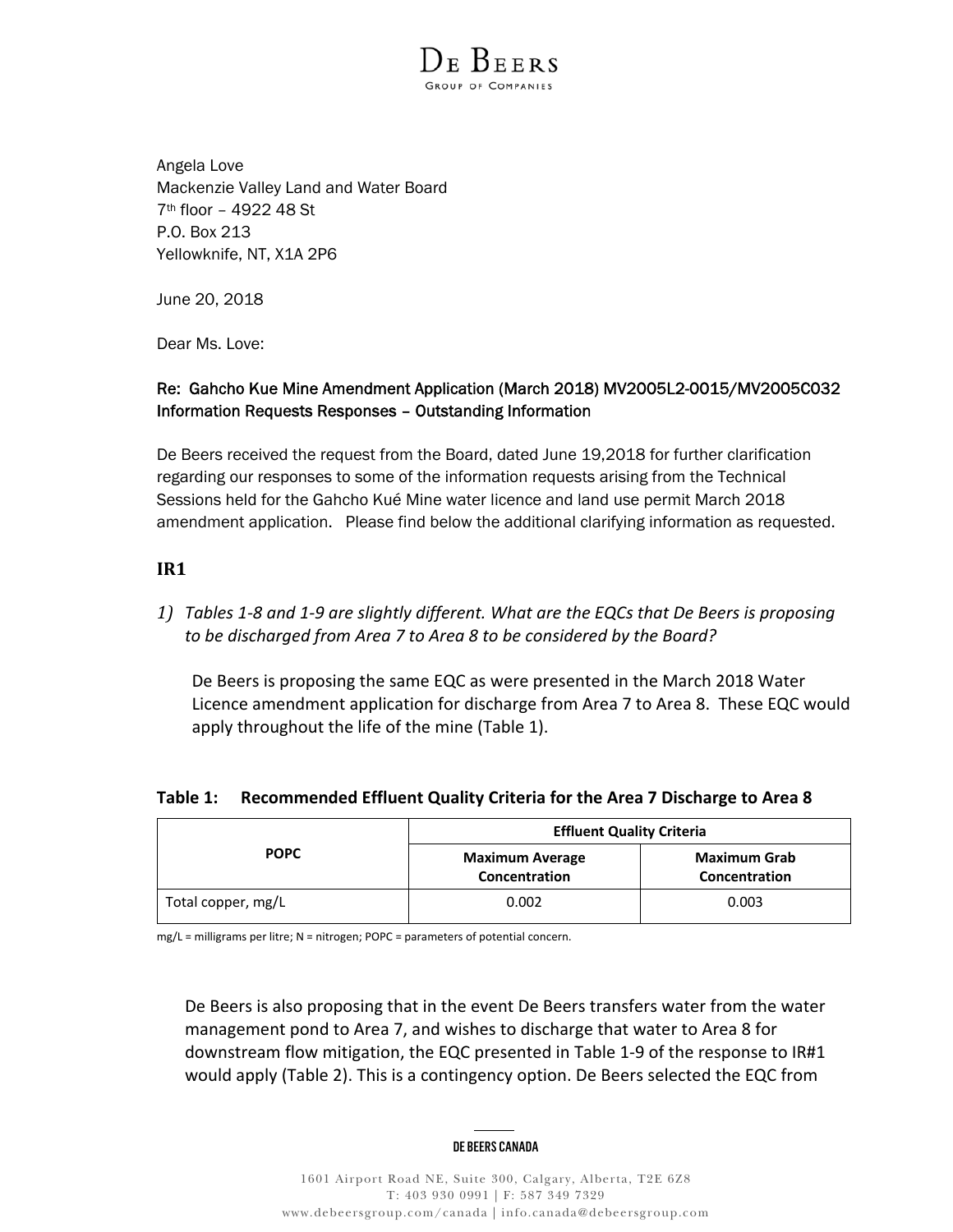DE BEERS
GROUP OF COMPANIES

Angela Love
Mackenzie Valley Land and Water Board
7th floor – 4922 48 St
P.O. Box 213
Yellowknife, NT, X1A 2P6

June 20, 2018

Dear Ms. Love:

Re: Gahcho Kue Mine Amendment Application (March 2018) MV2005L2-0015/MV2005C032 Information Requests Responses – Outstanding Information

De Beers received the request from the Board, dated June 19,2018 for further clarification regarding our responses to some of the information requests arising from the Technical Sessions held for the Gahcho Kué Mine water licence and land use permit March 2018 amendment application. Please find below the additional clarifying information as requested.

## IR1

1) *Tables 1-8 and 1-9 are slightly different. What are the EQCs that De Beers is proposing to be discharged from Area 7 to Area 8 to be considered by the Board?*

   De Beers is proposing the same EQC as were presented in the March 2018 Water Licence amendment application for discharge from Area 7 to Area 8. These EQC would apply throughout the life of the mine (Table 1).

**Table 1: Recommended Effluent Quality Criteria for the Area 7 Discharge to Area 8**

| POPC | Effluent Quality Criteria | |
|---|---|---|
| | Maximum Average Concentration | Maximum Grab Concentration |
| Total copper, mg/L | 0.002 | 0.003 |

mg/L = milligrams per litre; N = nitrogen; POPC = parameters of potential concern.

De Beers is also proposing that in the event De Beers transfers water from the water management pond to Area 7, and wishes to discharge that water to Area 8 for downstream flow mitigation, the EQC presented in Table 1-9 of the response to IR#1 would apply (Table 2). This is a contingency option. De Beers selected the EQC from

DE BEERS CANADA

1601 Airport Road NE, Suite 300, Calgary, Alberta, T2E 6Z8
T: 403 930 0991 | F: 587 349 7329
www.debeersgroup.com/canada | info.canada@debeersgroup.com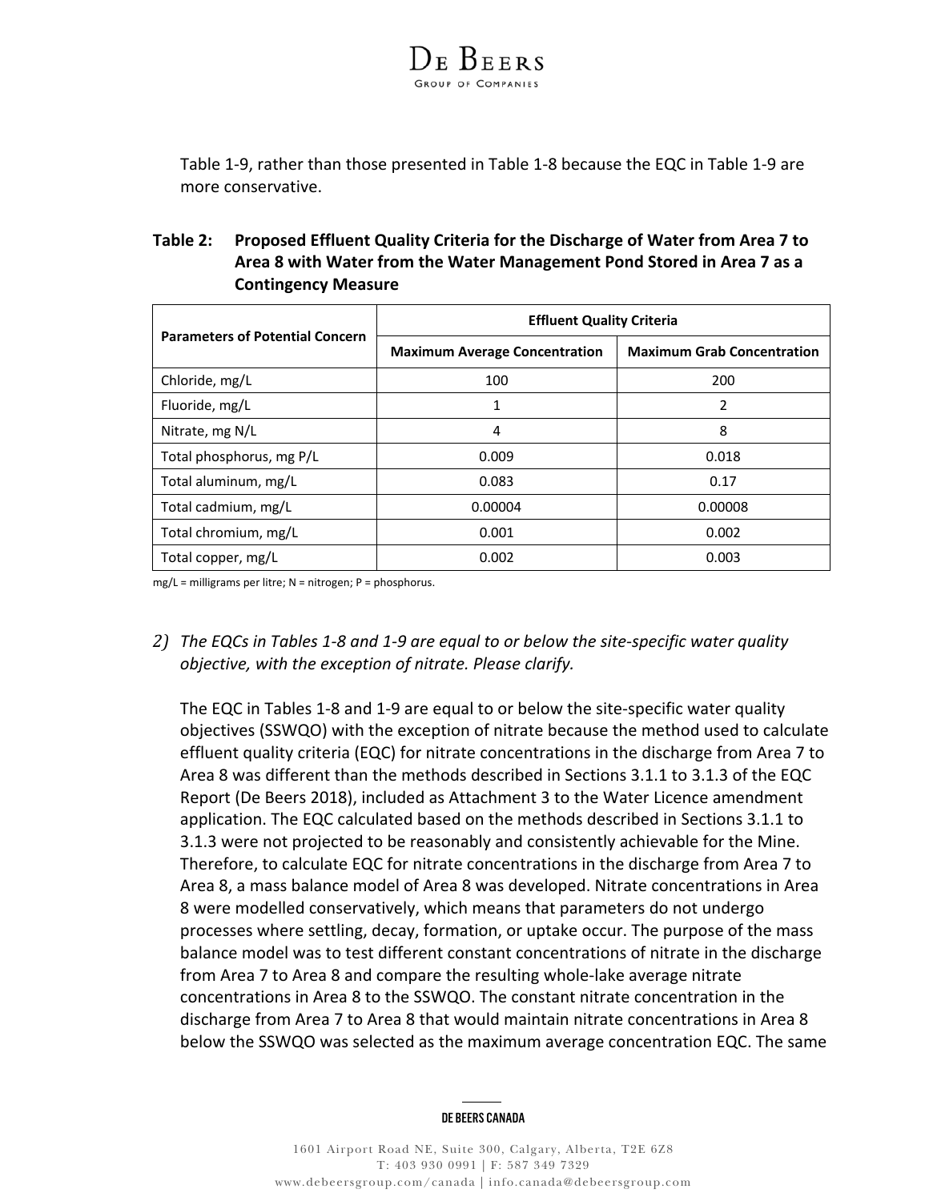Table 1-9, rather than those presented in Table 1-8 because the EQC in Table 1-9 are more conservative.

**Table 2: Proposed Effluent Quality Criteria for the Discharge of Water from Area 7 to Area 8 with Water from the Water Management Pond Stored in Area 7 as a Contingency Measure**

| Parameters of Potential Concern | Effluent Quality Criteria | |
|---|---|---|
| | Maximum Average Concentration | Maximum Grab Concentration |
| Chloride, mg/L | 100 | 200 |
| Fluoride, mg/L | 1 | 2 |
| Nitrate, mg N/L | 4 | 8 |
| Total phosphorus, mg P/L | 0.009 | 0.018 |
| Total aluminum, mg/L | 0.083 | 0.17 |
| Total cadmium, mg/L | 0.00004 | 0.00008 |
| Total chromium, mg/L | 0.001 | 0.002 |
| Total copper, mg/L | 0.002 | 0.003 |

mg/L = milligrams per litre; N = nitrogen; P = phosphorus.

2) *The EQCs in Tables 1-8 and 1-9 are equal to or below the site-specific water quality objective, with the exception of nitrate. Please clarify.*

The EQC in Tables 1-8 and 1-9 are equal to or below the site-specific water quality objectives (SSWQO) with the exception of nitrate because the method used to calculate effluent quality criteria (EQC) for nitrate concentrations in the discharge from Area 7 to Area 8 was different than the methods described in Sections 3.1.1 to 3.1.3 of the EQC Report (De Beers 2018), included as Attachment 3 to the Water Licence amendment application. The EQC calculated based on the methods described in Sections 3.1.1 to 3.1.3 were not projected to be reasonably and consistently achievable for the Mine. Therefore, to calculate EQC for nitrate concentrations in the discharge from Area 7 to Area 8, a mass balance model of Area 8 was developed. Nitrate concentrations in Area 8 were modelled conservatively, which means that parameters do not undergo processes where settling, decay, formation, or uptake occur. The purpose of the mass balance model was to test different constant concentrations of nitrate in the discharge from Area 7 to Area 8 and compare the resulting whole-lake average nitrate concentrations in Area 8 to the SSWQO. The constant nitrate concentration in the discharge from Area 7 to Area 8 that would maintain nitrate concentrations in Area 8 below the SSWQO was selected as the maximum average concentration EQC. The same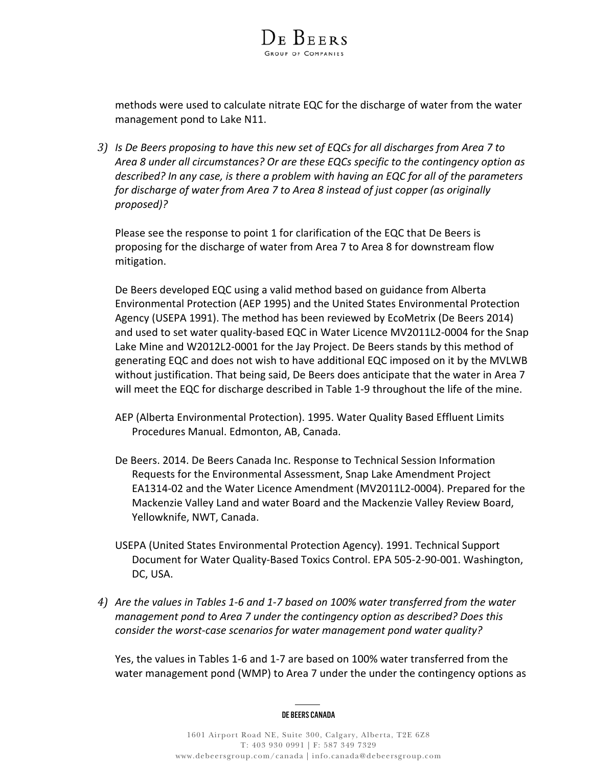methods were used to calculate nitrate EQC for the discharge of water from the water management pond to Lake N11.

3) *Is De Beers proposing to have this new set of EQCs for all discharges from Area 7 to Area 8 under all circumstances? Or are these EQCs specific to the contingency option as described? In any case, is there a problem with having an EQC for all of the parameters for discharge of water from Area 7 to Area 8 instead of just copper (as originally proposed)?*

   Please see the response to point 1 for clarification of the EQC that De Beers is proposing for the discharge of water from Area 7 to Area 8 for downstream flow mitigation.

   De Beers developed EQC using a valid method based on guidance from Alberta Environmental Protection (AEP 1995) and the United States Environmental Protection Agency (USEPA 1991). The method has been reviewed by EcoMetrix (De Beers 2014) and used to set water quality-based EQC in Water Licence MV2011L2-0004 for the Snap Lake Mine and W2012L2-0001 for the Jay Project. De Beers stands by this method of generating EQC and does not wish to have additional EQC imposed on it by the MVLWB without justification. That being said, De Beers does anticipate that the water in Area 7 will meet the EQC for discharge described in Table 1-9 throughout the life of the mine.

   AEP (Alberta Environmental Protection). 1995. Water Quality Based Effluent Limits Procedures Manual. Edmonton, AB, Canada.

   De Beers. 2014. De Beers Canada Inc. Response to Technical Session Information Requests for the Environmental Assessment, Snap Lake Amendment Project EA1314-02 and the Water Licence Amendment (MV2011L2-0004). Prepared for the Mackenzie Valley Land and water Board and the Mackenzie Valley Review Board, Yellowknife, NWT, Canada.

   USEPA (United States Environmental Protection Agency). 1991. Technical Support Document for Water Quality-Based Toxics Control. EPA 505-2-90-001. Washington, DC, USA.

4) *Are the values in Tables 1-6 and 1-7 based on 100% water transferred from the water management pond to Area 7 under the contingency option as described? Does this consider the worst-case scenarios for water management pond water quality?*

   Yes, the values in Tables 1-6 and 1-7 are based on 100% water transferred from the water management pond (WMP) to Area 7 under the under the contingency options as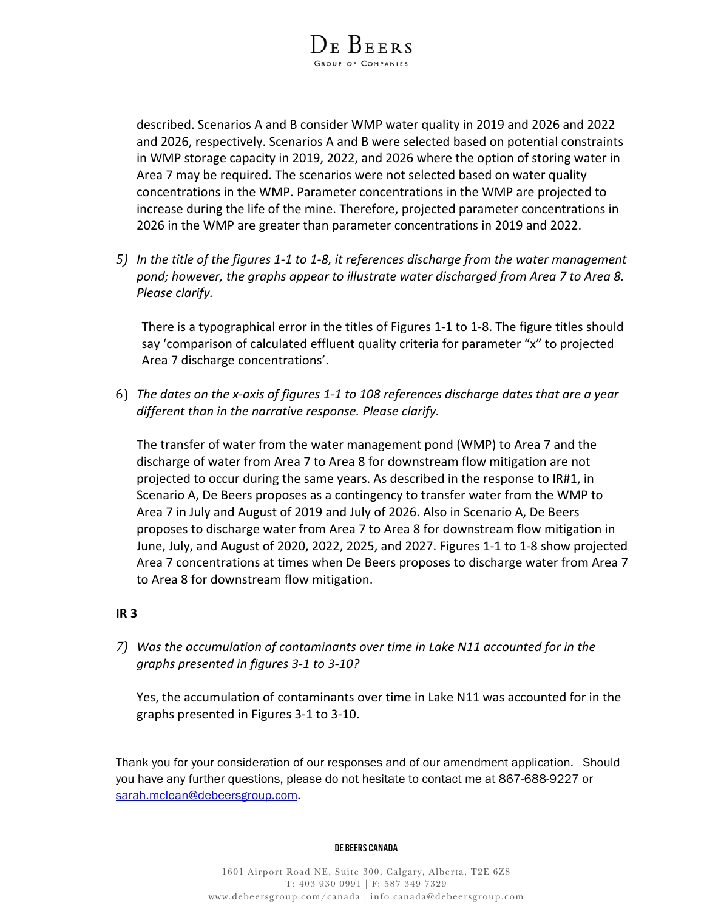described. Scenarios A and B consider WMP water quality in 2019 and 2026 and 2022 and 2026, respectively. Scenarios A and B were selected based on potential constraints in WMP storage capacity in 2019, 2022, and 2026 where the option of storing water in Area 7 may be required. The scenarios were not selected based on water quality concentrations in the WMP. Parameter concentrations in the WMP are projected to increase during the life of the mine. Therefore, projected parameter concentrations in 2026 in the WMP are greater than parameter concentrations in 2019 and 2022.

5) *In the title of the figures 1-1 to 1-8, it references discharge from the water management pond; however, the graphs appear to illustrate water discharged from Area 7 to Area 8. Please clarify.*

   There is a typographical error in the titles of Figures 1-1 to 1-8. The figure titles should say 'comparison of calculated effluent quality criteria for parameter "x" to projected Area 7 discharge concentrations'.

6) *The dates on the x-axis of figures 1-1 to 108 references discharge dates that are a year different than in the narrative response. Please clarify.*

   The transfer of water from the water management pond (WMP) to Area 7 and the discharge of water from Area 7 to Area 8 for downstream flow mitigation are not projected to occur during the same years. As described in the response to IR#1, in Scenario A, De Beers proposes as a contingency to transfer water from the WMP to Area 7 in July and August of 2019 and July of 2026. Also in Scenario A, De Beers proposes to discharge water from Area 7 to Area 8 for downstream flow mitigation in June, July, and August of 2020, 2022, 2025, and 2027. Figures 1-1 to 1-8 show projected Area 7 concentrations at times when De Beers proposes to discharge water from Area 7 to Area 8 for downstream flow mitigation.

**IR 3**

7) *Was the accumulation of contaminants over time in Lake N11 accounted for in the graphs presented in figures 3-1 to 3-10?*

   Yes, the accumulation of contaminants over time in Lake N11 was accounted for in the graphs presented in Figures 3-1 to 3-10.

Thank you for your consideration of our responses and of our amendment application. Should you have any further questions, please do not hesitate to contact me at 867-688-9227 or sarah.mclean@debeersgroup.com.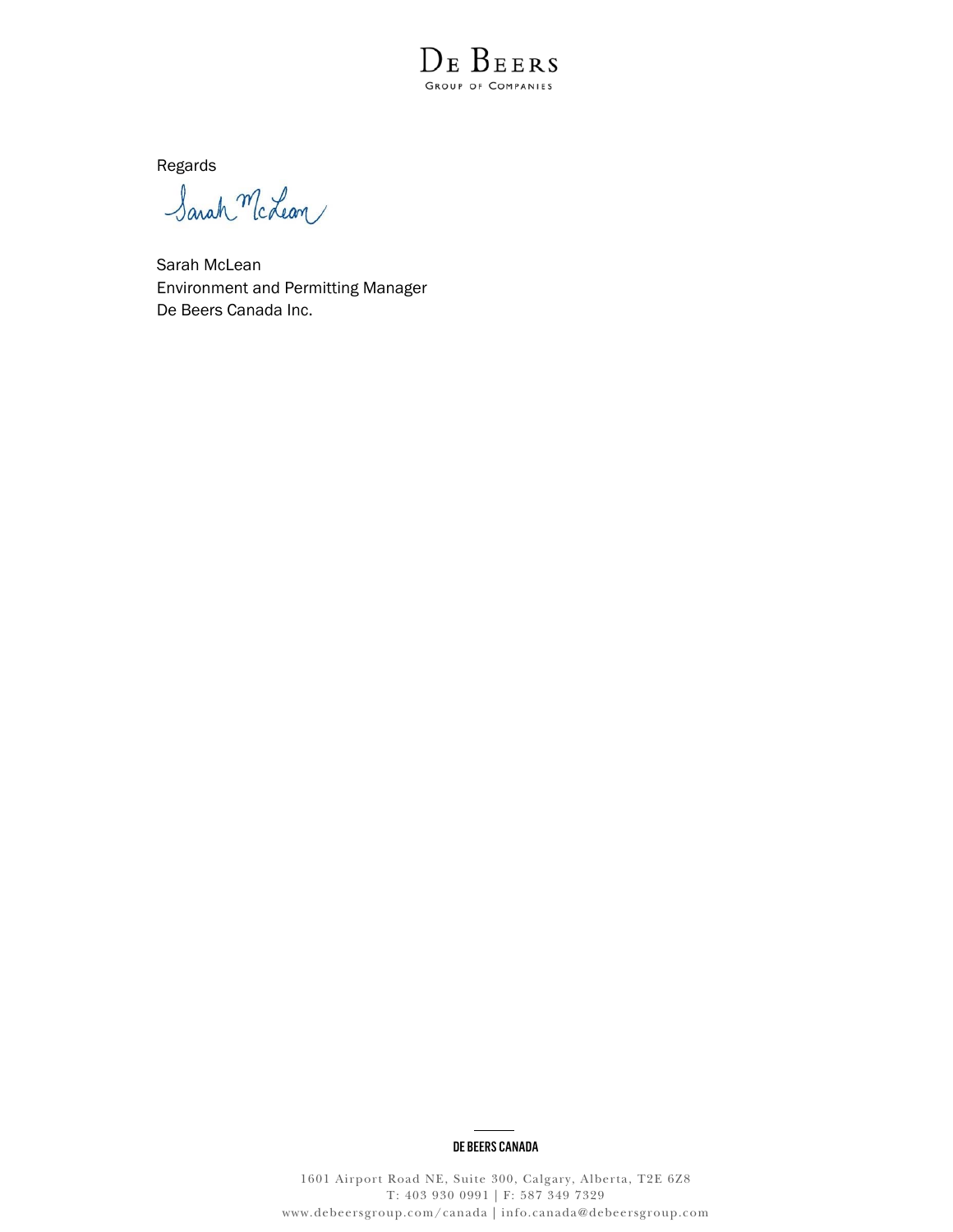Regards

Sarah McLean
Environment and Permitting Manager
De Beers Canada Inc.